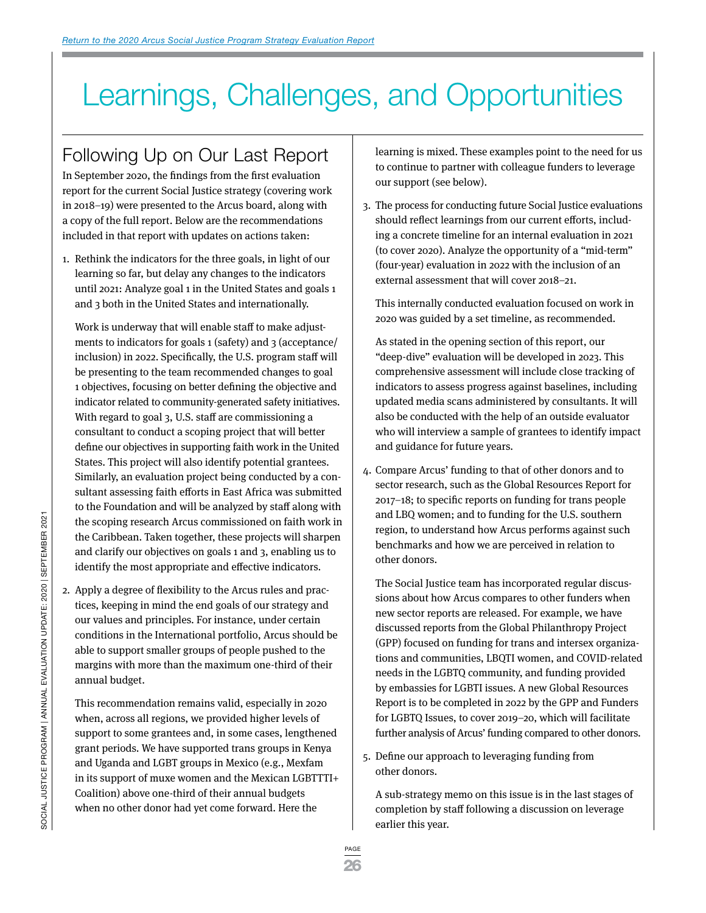[Return to the 2020 Arcus Social Justice Program Strategy Evaluation Report]

# Learnings, Challenges, and Opportunities

## Following Up on Our Last Report

In September 2020, the findings from the first evaluation report for the current Social Justice strategy (covering work in 2018–19) were presented to the Arcus board, along with a copy of the full report. Below are the recommendations included in that report with updates on actions taken:

1. Rethink the indicators for the three goals, in light of our learning so far, but delay any changes to the indicators until 2021: Analyze goal 1 in the United States and goals 1 and 3 both in the United States and internationally.

   Work is underway that will enable staff to make adjustments to indicators for goals 1 (safety) and 3 (acceptance/inclusion) in 2022. Specifically, the U.S. program staff will be presenting to the team recommended changes to goal 1 objectives, focusing on better defining the objective and indicator related to community-generated safety initiatives. With regard to goal 3, U.S. staff are commissioning a consultant to conduct a scoping project that will better define our objectives in supporting faith work in the United States. This project will also identify potential grantees. Similarly, an evaluation project being conducted by a consultant assessing faith efforts in East Africa was submitted to the Foundation and will be analyzed by staff along with the scoping research Arcus commissioned on faith work in the Caribbean. Taken together, these projects will sharpen and clarify our objectives on goals 1 and 3, enabling us to identify the most appropriate and effective indicators.

2. Apply a degree of flexibility to the Arcus rules and practices, keeping in mind the end goals of our strategy and our values and principles. For instance, under certain conditions in the International portfolio, Arcus should be able to support smaller groups of people pushed to the margins with more than the maximum one-third of their annual budget.

   This recommendation remains valid, especially in 2020 when, across all regions, we provided higher levels of support to some grantees and, in some cases, lengthened grant periods. We have supported trans groups in Kenya and Uganda and LGBT groups in Mexico (e.g., Mexfam in its support of muxe women and the Mexican LGBTTTI+ Coalition) above one-third of their annual budgets when no other donor had yet come forward. Here the learning is mixed. These examples point to the need for us to continue to partner with colleague funders to leverage our support (see below).

3. The process for conducting future Social Justice evaluations should reflect learnings from our current efforts, including a concrete timeline for an internal evaluation in 2021 (to cover 2020). Analyze the opportunity of a "mid-term" (four-year) evaluation in 2022 with the inclusion of an external assessment that will cover 2018–21.

   This internally conducted evaluation focused on work in 2020 was guided by a set timeline, as recommended.

   As stated in the opening section of this report, our "deep-dive" evaluation will be developed in 2023. This comprehensive assessment will include close tracking of indicators to assess progress against baselines, including updated media scans administered by consultants. It will also be conducted with the help of an outside evaluator who will interview a sample of grantees to identify impact and guidance for future years.

4. Compare Arcus' funding to that of other donors and to sector research, such as the Global Resources Report for 2017–18; to specific reports on funding for trans people and LBQ women; and to funding for the U.S. southern region, to understand how Arcus performs against such benchmarks and how we are perceived in relation to other donors.

   The Social Justice team has incorporated regular discussions about how Arcus compares to other funders when new sector reports are released. For example, we have discussed reports from the Global Philanthropy Project (GPP) focused on funding for trans and intersex organizations and communities, LBQTI women, and COVID-related needs in the LGBTQ community, and funding provided by embassies for LGBTI issues. A new Global Resources Report is to be completed in 2022 by the GPP and Funders for LGBTQ Issues, to cover 2019–20, which will facilitate further analysis of Arcus' funding compared to other donors.

5. Define our approach to leveraging funding from other donors.

   A sub-strategy memo on this issue is in the last stages of completion by staff following a discussion on leverage earlier this year.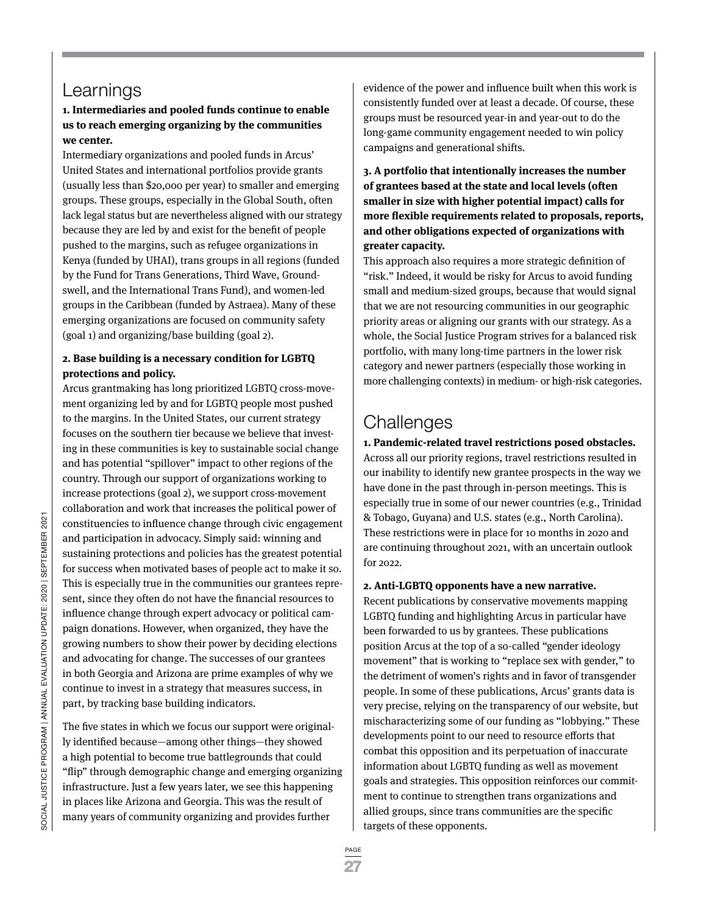## Learnings

**1. Intermediaries and pooled funds continue to enable us to reach emerging organizing by the communities we center.**

Intermediary organizations and pooled funds in Arcus' United States and international portfolios provide grants (usually less than $20,000 per year) to smaller and emerging groups. These groups, especially in the Global South, often lack legal status but are nevertheless aligned with our strategy because they are led by and exist for the benefit of people pushed to the margins, such as refugee organizations in Kenya (funded by UHAI), trans groups in all regions (funded by the Fund for Trans Generations, Third Wave, Groundswell, and the International Trans Fund), and women-led groups in the Caribbean (funded by Astraea). Many of these emerging organizations are focused on community safety (goal 1) and organizing/base building (goal 2).

**2. Base building is a necessary condition for LGBTQ protections and policy.**

Arcus grantmaking has long prioritized LGBTQ cross-movement organizing led by and for LGBTQ people most pushed to the margins. In the United States, our current strategy focuses on the southern tier because we believe that investing in these communities is key to sustainable social change and has potential "spillover" impact to other regions of the country. Through our support of organizations working to increase protections (goal 2), we support cross-movement collaboration and work that increases the political power of constituencies to influence change through civic engagement and participation in advocacy. Simply said: winning and sustaining protections and policies has the greatest potential for success when motivated bases of people act to make it so. This is especially true in the communities our grantees represent, since they often do not have the financial resources to influence change through expert advocacy or political campaign donations. However, when organized, they have the growing numbers to show their power by deciding elections and advocating for change. The successes of our grantees in both Georgia and Arizona are prime examples of why we continue to invest in a strategy that measures success, in part, by tracking base building indicators.

The five states in which we focus our support were originally identified because—among other things—they showed a high potential to become true battlegrounds that could "flip" through demographic change and emerging organizing infrastructure. Just a few years later, we see this happening in places like Arizona and Georgia. This was the result of many years of community organizing and provides further evidence of the power and influence built when this work is consistently funded over at least a decade. Of course, these groups must be resourced year-in and year-out to do the long-game community engagement needed to win policy campaigns and generational shifts.

**3. A portfolio that intentionally increases the number of grantees based at the state and local levels (often smaller in size with higher potential impact) calls for more flexible requirements related to proposals, reports, and other obligations expected of organizations with greater capacity.**

This approach also requires a more strategic definition of "risk." Indeed, it would be risky for Arcus to avoid funding small and medium-sized groups, because that would signal that we are not resourcing communities in our geographic priority areas or aligning our grants with our strategy. As a whole, the Social Justice Program strives for a balanced risk portfolio, with many long-time partners in the lower risk category and newer partners (especially those working in more challenging contexts) in medium- or high-risk categories.

## Challenges

**1. Pandemic-related travel restrictions posed obstacles.**

Across all our priority regions, travel restrictions resulted in our inability to identify new grantee prospects in the way we have done in the past through in-person meetings. This is especially true in some of our newer countries (e.g., Trinidad & Tobago, Guyana) and U.S. states (e.g., North Carolina). These restrictions were in place for 10 months in 2020 and are continuing throughout 2021, with an uncertain outlook for 2022.

**2. Anti-LGBTQ opponents have a new narrative.**

Recent publications by conservative movements mapping LGBTQ funding and highlighting Arcus in particular have been forwarded to us by grantees. These publications position Arcus at the top of a so-called "gender ideology movement" that is working to "replace sex with gender," to the detriment of women's rights and in favor of transgender people. In some of these publications, Arcus' grants data is very precise, relying on the transparency of our website, but mischaracterizing some of our funding as "lobbying." These developments point to our need to resource efforts that combat this opposition and its perpetuation of inaccurate information about LGBTQ funding as well as movement goals and strategies. This opposition reinforces our commitment to continue to strengthen trans organizations and allied groups, since trans communities are the specific targets of these opponents.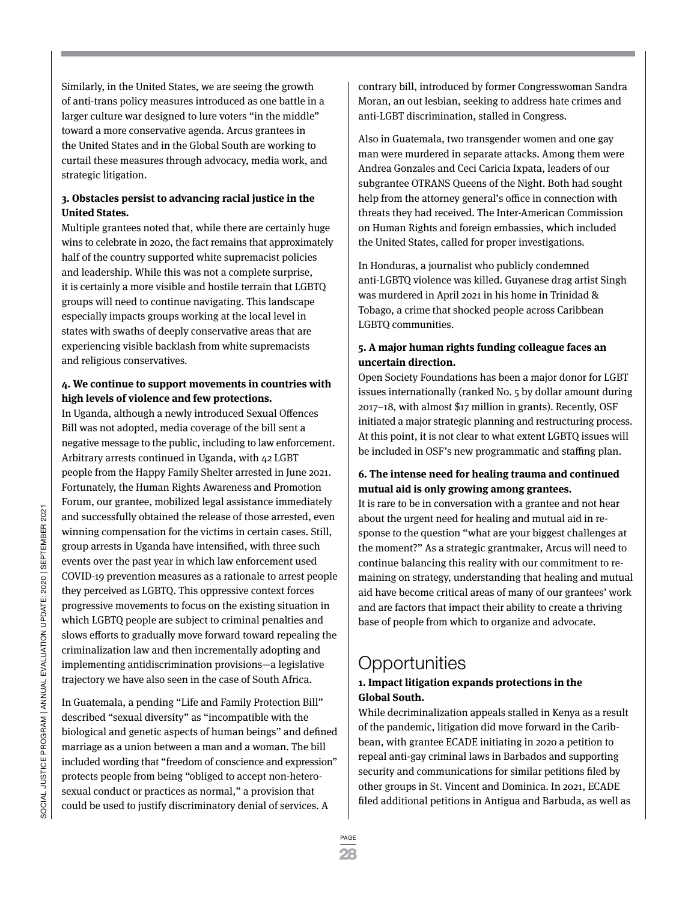Similarly, in the United States, we are seeing the growth of anti-trans policy measures introduced as one battle in a larger culture war designed to lure voters "in the middle" toward a more conservative agenda. Arcus grantees in the United States and in the Global South are working to curtail these measures through advocacy, media work, and strategic litigation.

**3. Obstacles persist to advancing racial justice in the United States.**

Multiple grantees noted that, while there are certainly huge wins to celebrate in 2020, the fact remains that approximately half of the country supported white supremacist policies and leadership. While this was not a complete surprise, it is certainly a more visible and hostile terrain that LGBTQ groups will need to continue navigating. This landscape especially impacts groups working at the local level in states with swaths of deeply conservative areas that are experiencing visible backlash from white supremacists and religious conservatives.

**4. We continue to support movements in countries with high levels of violence and few protections.**

In Uganda, although a newly introduced Sexual Offences Bill was not adopted, media coverage of the bill sent a negative message to the public, including to law enforcement. Arbitrary arrests continued in Uganda, with 42 LGBT people from the Happy Family Shelter arrested in June 2021. Fortunately, the Human Rights Awareness and Promotion Forum, our grantee, mobilized legal assistance immediately and successfully obtained the release of those arrested, even winning compensation for the victims in certain cases. Still, group arrests in Uganda have intensified, with three such events over the past year in which law enforcement used COVID-19 prevention measures as a rationale to arrest people they perceived as LGBTQ. This oppressive context forces progressive movements to focus on the existing situation in which LGBTQ people are subject to criminal penalties and slows efforts to gradually move forward toward repealing the criminalization law and then incrementally adopting and implementing antidiscrimination provisions—a legislative trajectory we have also seen in the case of South Africa.

In Guatemala, a pending "Life and Family Protection Bill" described "sexual diversity" as "incompatible with the biological and genetic aspects of human beings" and defined marriage as a union between a man and a woman. The bill included wording that "freedom of conscience and expression" protects people from being "obliged to accept non-heterosexual conduct or practices as normal," a provision that could be used to justify discriminatory denial of services. A contrary bill, introduced by former Congresswoman Sandra Moran, an out lesbian, seeking to address hate crimes and anti-LGBT discrimination, stalled in Congress.

Also in Guatemala, two transgender women and one gay man were murdered in separate attacks. Among them were Andrea Gonzales and Ceci Caricia Ixpata, leaders of our subgrantee OTRANS Queens of the Night. Both had sought help from the attorney general's office in connection with threats they had received. The Inter-American Commission on Human Rights and foreign embassies, which included the United States, called for proper investigations.

In Honduras, a journalist who publicly condemned anti-LGBTQ violence was killed. Guyanese drag artist Singh was murdered in April 2021 in his home in Trinidad & Tobago, a crime that shocked people across Caribbean LGBTQ communities.

**5. A major human rights funding colleague faces an uncertain direction.**

Open Society Foundations has been a major donor for LGBT issues internationally (ranked No. 5 by dollar amount during 2017–18, with almost $17 million in grants). Recently, OSF initiated a major strategic planning and restructuring process. At this point, it is not clear to what extent LGBTQ issues will be included in OSF's new programmatic and staffing plan.

**6. The intense need for healing trauma and continued mutual aid is only growing among grantees.**

It is rare to be in conversation with a grantee and not hear about the urgent need for healing and mutual aid in response to the question "what are your biggest challenges at the moment?" As a strategic grantmaker, Arcus will need to continue balancing this reality with our commitment to remaining on strategy, understanding that healing and mutual aid have become critical areas of many of our grantees' work and are factors that impact their ability to create a thriving base of people from which to organize and advocate.

## Opportunities

**1. Impact litigation expands protections in the Global South.**

While decriminalization appeals stalled in Kenya as a result of the pandemic, litigation did move forward in the Caribbean, with grantee ECADE initiating in 2020 a petition to repeal anti-gay criminal laws in Barbados and supporting security and communications for similar petitions filed by other groups in St. Vincent and Dominica. In 2021, ECADE filed additional petitions in Antigua and Barbuda, as well as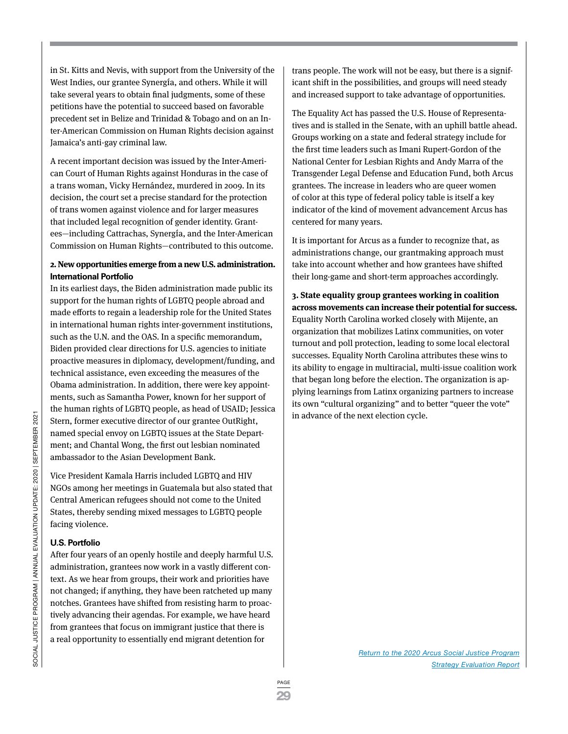in St. Kitts and Nevis, with support from the University of the West Indies, our grantee Synergía, and others. While it will take several years to obtain final judgments, some of these petitions have the potential to succeed based on favorable precedent set in Belize and Trinidad & Tobago and on an Inter-American Commission on Human Rights decision against Jamaica's anti-gay criminal law.

A recent important decision was issued by the Inter-American Court of Human Rights against Honduras in the case of a trans woman, Vicky Hernández, murdered in 2009. In its decision, the court set a precise standard for the protection of trans women against violence and for larger measures that included legal recognition of gender identity. Grantees—including Cattrachas, Synergía, and the Inter-American Commission on Human Rights—contributed to this outcome.

**2. New opportunities emerge from a new U.S. administration.**

**International Portfolio**

In its earliest days, the Biden administration made public its support for the human rights of LGBTQ people abroad and made efforts to regain a leadership role for the United States in international human rights inter-government institutions, such as the U.N. and the OAS. In a specific memorandum, Biden provided clear directions for U.S. agencies to initiate proactive measures in diplomacy, development/funding, and technical assistance, even exceeding the measures of the Obama administration. In addition, there were key appointments, such as Samantha Power, known for her support of the human rights of LGBTQ people, as head of USAID; Jessica Stern, former executive director of our grantee OutRight, named special envoy on LGBTQ issues at the State Department; and Chantal Wong, the first out lesbian nominated ambassador to the Asian Development Bank.

Vice President Kamala Harris included LGBTQ and HIV NGOs among her meetings in Guatemala but also stated that Central American refugees should not come to the United States, thereby sending mixed messages to LGBTQ people facing violence.

**U.S. Portfolio**

After four years of an openly hostile and deeply harmful U.S. administration, grantees now work in a vastly different context. As we hear from groups, their work and priorities have not changed; if anything, they have been ratcheted up many notches. Grantees have shifted from resisting harm to proactively advancing their agendas. For example, we have heard from grantees that focus on immigrant justice that there is a real opportunity to essentially end migrant detention for trans people. The work will not be easy, but there is a significant shift in the possibilities, and groups will need steady and increased support to take advantage of opportunities.

The Equality Act has passed the U.S. House of Representatives and is stalled in the Senate, with an uphill battle ahead. Groups working on a state and federal strategy include for the first time leaders such as Imani Rupert-Gordon of the National Center for Lesbian Rights and Andy Marra of the Transgender Legal Defense and Education Fund, both Arcus grantees. The increase in leaders who are queer women of color at this type of federal policy table is itself a key indicator of the kind of movement advancement Arcus has centered for many years.

It is important for Arcus as a funder to recognize that, as administrations change, our grantmaking approach must take into account whether and how grantees have shifted their long-game and short-term approaches accordingly.

**3. State equality group grantees working in coalition across movements can increase their potential for success.**

Equality North Carolina worked closely with Mijente, an organization that mobilizes Latinx communities, on voter turnout and poll protection, leading to some local electoral successes. Equality North Carolina attributes these wins to its ability to engage in multiracial, multi-issue coalition work that began long before the election. The organization is applying learnings from Latinx organizing partners to increase its own "cultural organizing" and to better "queer the vote" in advance of the next election cycle.

*Return to the 2020 Arcus Social Justice Program Strategy Evaluation Report*